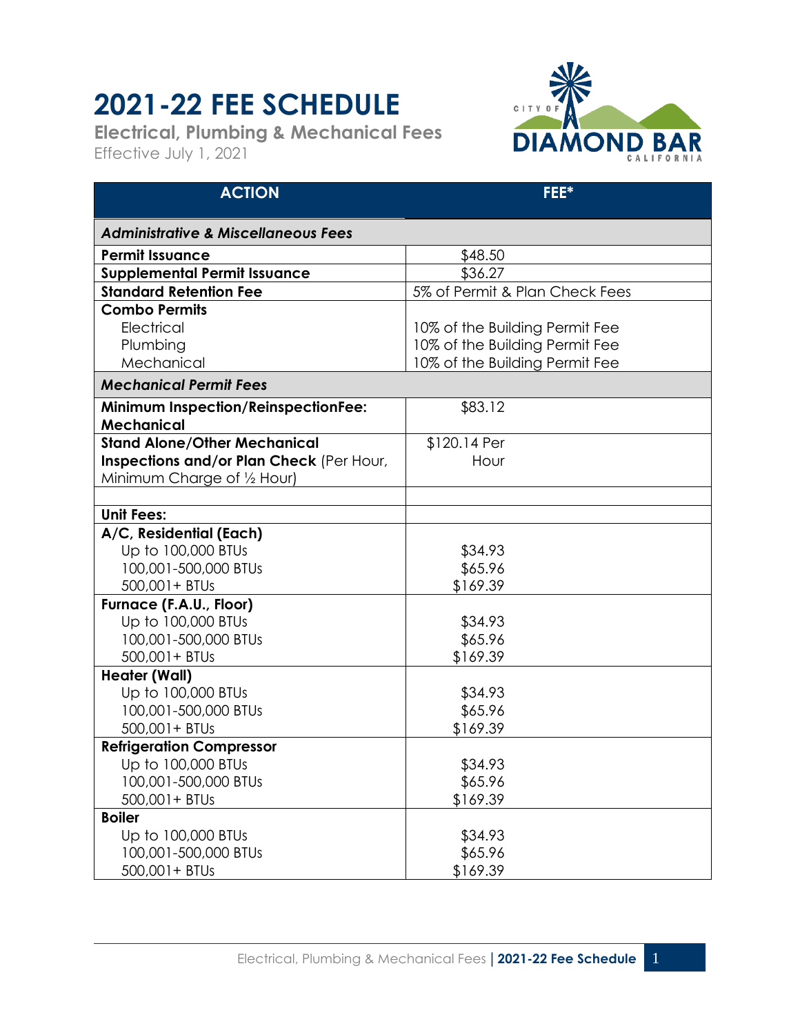# 2021-22 FEE SCHEDULE

**Electrical, Plumbing & Mechanical Fees**

Effective July 1, 2021

| ACTION | FEE* |
|---|---|
| ***Administrative & Miscellaneous Fees*** | |
| **Permit Issuance** | $48.50 |
| **Supplemental Permit Issuance** | $36.27 |
| **Standard Retention Fee** | 5% of Permit & Plan Check Fees |
| **Combo Permits** | |
| Electrical | 10% of the Building Permit Fee |
| Plumbing | 10% of the Building Permit Fee |
| Mechanical | 10% of the Building Permit Fee |
| ***Mechanical Permit Fees*** | |
| **Minimum Inspection/ReinspectionFee: Mechanical** | $83.12 |
| **Stand Alone/Other Mechanical Inspections and/or Plan Check** (Per Hour, Minimum Charge of ½ Hour) | $120.14 Per Hour |
| | |
| **Unit Fees:** | |
| **A/C, Residential (Each)** | |
| Up to 100,000 BTUs | $34.93 |
| 100,001-500,000 BTUs | $65.96 |
| 500,001+ BTUs | $169.39 |
| **Furnace (F.A.U., Floor)** | |
| Up to 100,000 BTUs | $34.93 |
| 100,001-500,000 BTUs | $65.96 |
| 500,001+ BTUs | $169.39 |
| **Heater (Wall)** | |
| Up to 100,000 BTUs | $34.93 |
| 100,001-500,000 BTUs | $65.96 |
| 500,001+ BTUs | $169.39 |
| **Refrigeration Compressor** | |
| Up to 100,000 BTUs | $34.93 |
| 100,001-500,000 BTUs | $65.96 |
| 500,001+ BTUs | $169.39 |
| **Boiler** | |
| Up to 100,000 BTUs | $34.93 |
| 100,001-500,000 BTUs | $65.96 |
| 500,001+ BTUs | $169.39 |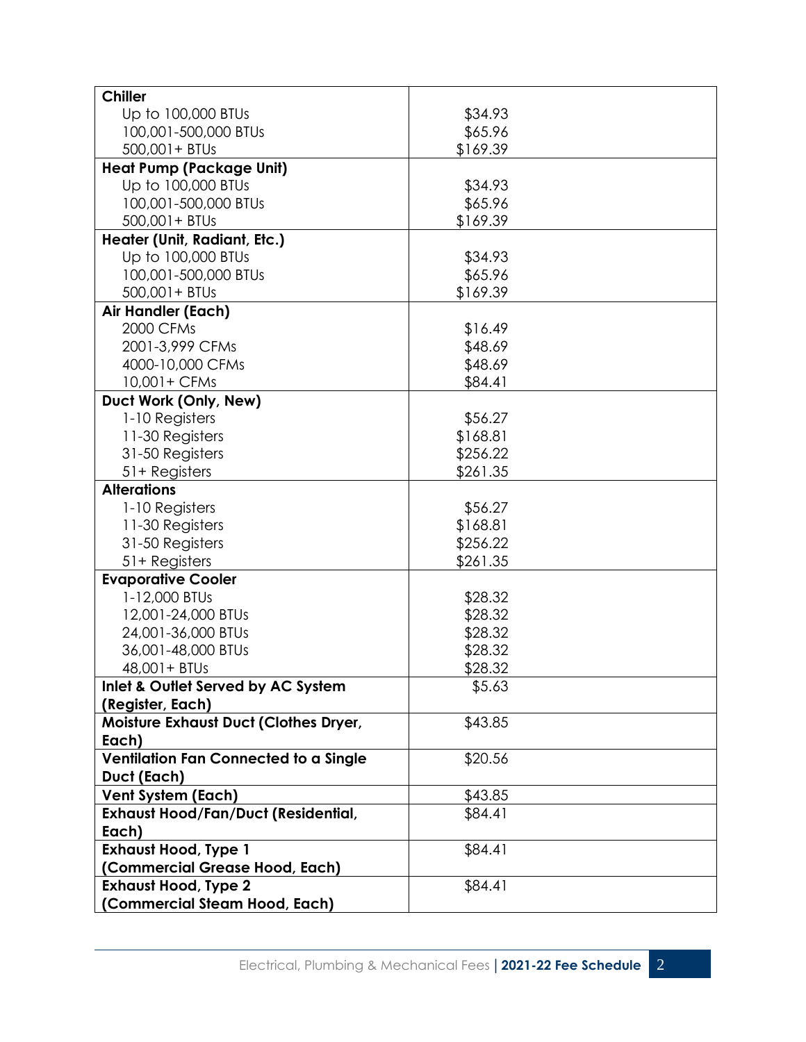| | |
|---|---|
| **Chiller** | |
| Up to 100,000 BTUs | $34.93 |
| 100,001-500,000 BTUs | $65.96 |
| 500,001+ BTUs | $169.39 |
| **Heat Pump (Package Unit)** | |
| Up to 100,000 BTUs | $34.93 |
| 100,001-500,000 BTUs | $65.96 |
| 500,001+ BTUs | $169.39 |
| **Heater (Unit, Radiant, Etc.)** | |
| Up to 100,000 BTUs | $34.93 |
| 100,001-500,000 BTUs | $65.96 |
| 500,001+ BTUs | $169.39 |
| **Air Handler (Each)** | |
| 2000 CFMs | $16.49 |
| 2001-3,999 CFMs | $48.69 |
| 4000-10,000 CFMs | $48.69 |
| 10,001+ CFMs | $84.41 |
| **Duct Work (Only, New)** | |
| 1-10 Registers | $56.27 |
| 11-30 Registers | $168.81 |
| 31-50 Registers | $256.22 |
| 51+ Registers | $261.35 |
| **Alterations** | |
| 1-10 Registers | $56.27 |
| 11-30 Registers | $168.81 |
| 31-50 Registers | $256.22 |
| 51+ Registers | $261.35 |
| **Evaporative Cooler** | |
| 1-12,000 BTUs | $28.32 |
| 12,001-24,000 BTUs | $28.32 |
| 24,001-36,000 BTUs | $28.32 |
| 36,001-48,000 BTUs | $28.32 |
| 48,001+ BTUs | $28.32 |
| **Inlet & Outlet Served by AC System (Register, Each)** | $5.63 |
| **Moisture Exhaust Duct (Clothes Dryer, Each)** | $43.85 |
| **Ventilation Fan Connected to a Single Duct (Each)** | $20.56 |
| **Vent System (Each)** | $43.85 |
| **Exhaust Hood/Fan/Duct (Residential, Each)** | $84.41 |
| **Exhaust Hood, Type 1 (Commercial Grease Hood, Each)** | $84.41 |
| **Exhaust Hood, Type 2 (Commercial Steam Hood, Each)** | $84.41 |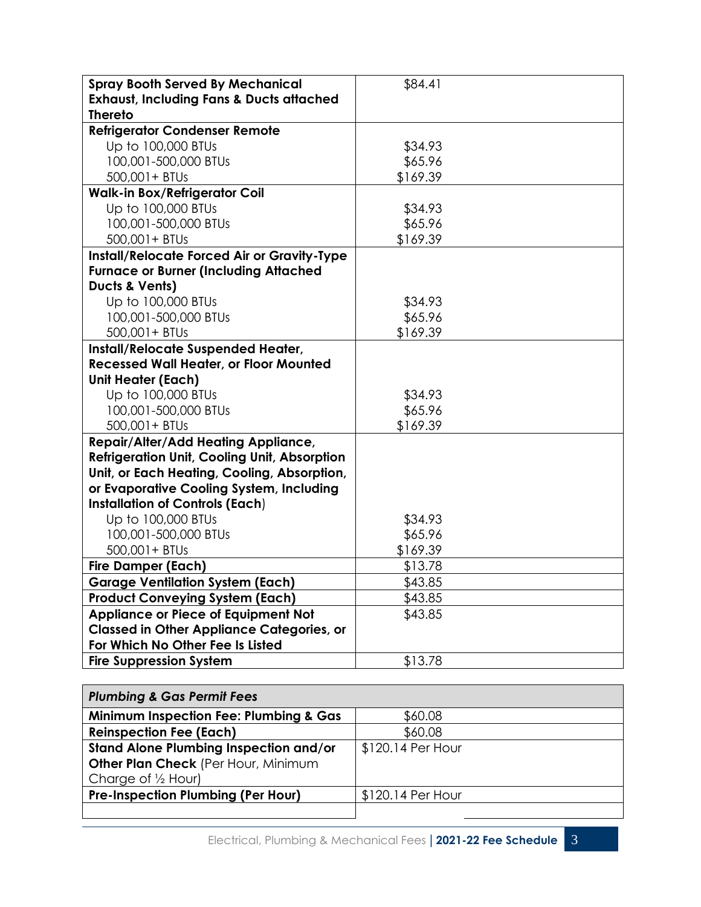| | |
|---|---|
| **Spray Booth Served By Mechanical Exhaust, Including Fans & Ducts attached Thereto** | $84.41 |
| **Refrigerator Condenser Remote** | |
| Up to 100,000 BTUs | $34.93 |
| 100,001-500,000 BTUs | $65.96 |
| 500,001+ BTUs | $169.39 |
| **Walk-in Box/Refrigerator Coil** | |
| Up to 100,000 BTUs | $34.93 |
| 100,001-500,000 BTUs | $65.96 |
| 500,001+ BTUs | $169.39 |
| **Install/Relocate Forced Air or Gravity-Type Furnace or Burner (Including Attached Ducts & Vents)** | |
| Up to 100,000 BTUs | $34.93 |
| 100,001-500,000 BTUs | $65.96 |
| 500,001+ BTUs | $169.39 |
| **Install/Relocate Suspended Heater, Recessed Wall Heater, or Floor Mounted Unit Heater (Each)** | |
| Up to 100,000 BTUs | $34.93 |
| 100,001-500,000 BTUs | $65.96 |
| 500,001+ BTUs | $169.39 |
| **Repair/Alter/Add Heating Appliance, Refrigeration Unit, Cooling Unit, Absorption Unit, or Each Heating, Cooling, Absorption, or Evaporative Cooling System, Including Installation of Controls (Each)** | |
| Up to 100,000 BTUs | $34.93 |
| 100,001-500,000 BTUs | $65.96 |
| 500,001+ BTUs | $169.39 |
| **Fire Damper (Each)** | $13.78 |
| **Garage Ventilation System (Each)** | $43.85 |
| **Product Conveying System (Each)** | $43.85 |
| **Appliance or Piece of Equipment Not Classed in Other Appliance Categories, or For Which No Other Fee Is Listed** | $43.85 |
| **Fire Suppression System** | $13.78 |

| ***Plumbing & Gas Permit Fees*** | |
|---|---|
| **Minimum Inspection Fee: Plumbing & Gas** | $60.08 |
| **Reinspection Fee (Each)** | $60.08 |
| **Stand Alone Plumbing Inspection and/or Other Plan Check** (Per Hour, Minimum Charge of ½ Hour) | $120.14 Per Hour |
| **Pre-Inspection Plumbing (Per Hour)** | $120.14 Per Hour |
| | |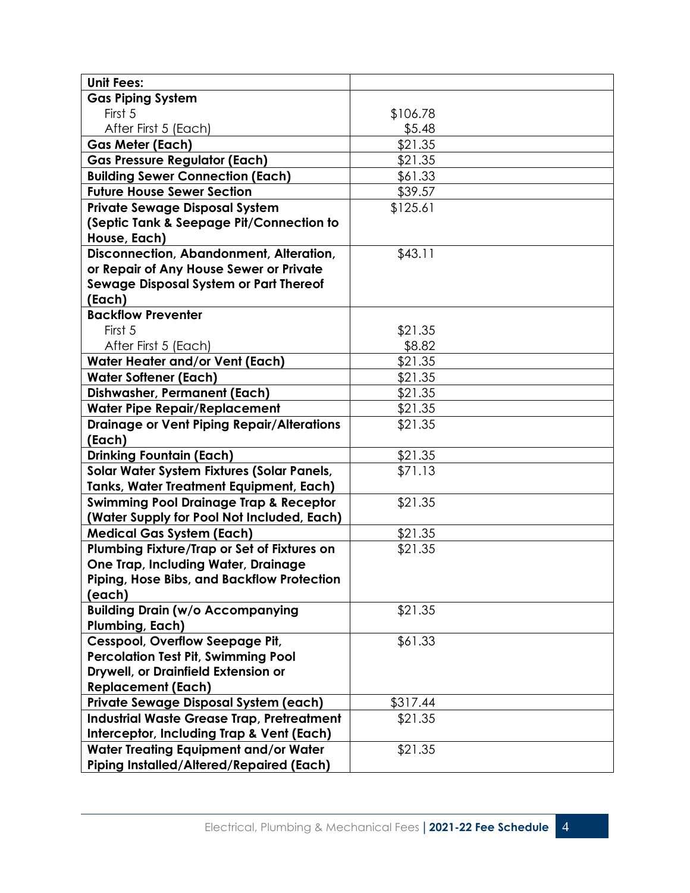| **Unit Fees:** | |
|---|---|
| **Gas Piping System** | |
| First 5 | $106.78 |
| After First 5 (Each) | $5.48 |
| **Gas Meter (Each)** | $21.35 |
| **Gas Pressure Regulator (Each)** | $21.35 |
| **Building Sewer Connection (Each)** | $61.33 |
| **Future House Sewer Section** | $39.57 |
| **Private Sewage Disposal System (Septic Tank & Seepage Pit/Connection to House, Each)** | $125.61 |
| **Disconnection, Abandonment, Alteration, or Repair of Any House Sewer or Private Sewage Disposal System or Part Thereof (Each)** | $43.11 |
| **Backflow Preventer** | |
| First 5 | $21.35 |
| After First 5 (Each) | $8.82 |
| **Water Heater and/or Vent (Each)** | $21.35 |
| **Water Softener (Each)** | $21.35 |
| **Dishwasher, Permanent (Each)** | $21.35 |
| **Water Pipe Repair/Replacement** | $21.35 |
| **Drainage or Vent Piping Repair/Alterations (Each)** | $21.35 |
| **Drinking Fountain (Each)** | $21.35 |
| **Solar Water System Fixtures (Solar Panels, Tanks, Water Treatment Equipment, Each)** | $71.13 |
| **Swimming Pool Drainage Trap & Receptor (Water Supply for Pool Not Included, Each)** | $21.35 |
| **Medical Gas System (Each)** | $21.35 |
| **Plumbing Fixture/Trap or Set of Fixtures on One Trap, Including Water, Drainage Piping, Hose Bibs, and Backflow Protection (each)** | $21.35 |
| **Building Drain (w/o Accompanying Plumbing, Each)** | $21.35 |
| **Cesspool, Overflow Seepage Pit, Percolation Test Pit, Swimming Pool Drywell, or Drainfield Extension or Replacement (Each)** | $61.33 |
| **Private Sewage Disposal System (each)** | $317.44 |
| **Industrial Waste Grease Trap, Pretreatment Interceptor, Including Trap & Vent (Each)** | $21.35 |
| **Water Treating Equipment and/or Water Piping Installed/Altered/Repaired (Each)** | $21.35 |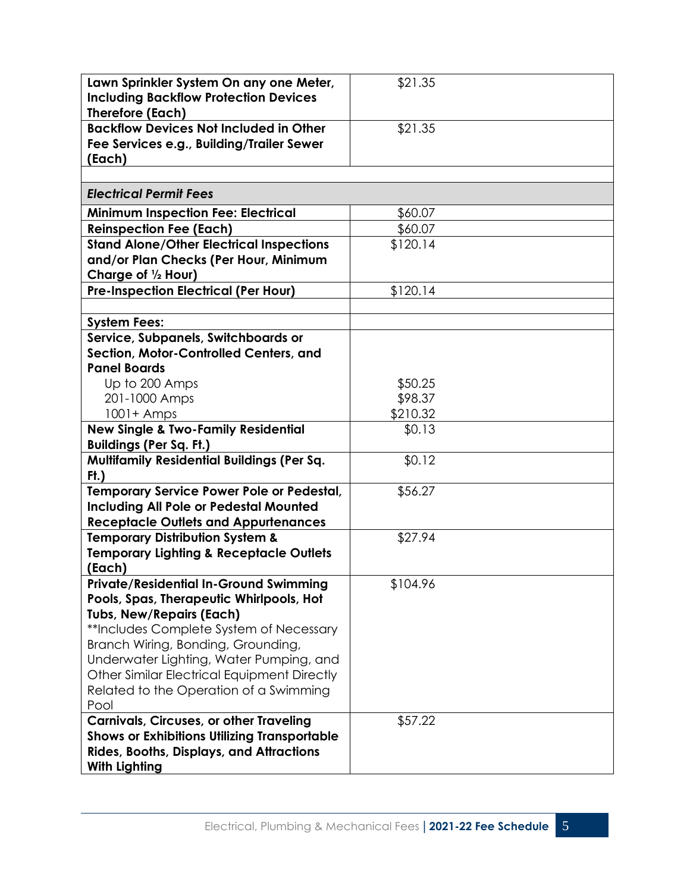| | |
|---|---|
| **Lawn Sprinkler System On any one Meter, Including Backflow Protection Devices Therefore (Each)** | $21.35 |
| **Backflow Devices Not Included in Other Fee Services e.g., Building/Trailer Sewer (Each)** | $21.35 |
| | |
| ***Electrical Permit Fees*** | |
| **Minimum Inspection Fee: Electrical** | $60.07 |
| **Reinspection Fee (Each)** | $60.07 |
| **Stand Alone/Other Electrical Inspections and/or Plan Checks (Per Hour, Minimum Charge of ½ Hour)** | $120.14 |
| **Pre-Inspection Electrical (Per Hour)** | $120.14 |
| | |
| **System Fees:** | |
| **Service, Subpanels, Switchboards or Section, Motor-Controlled Centers, and Panel Boards** | |
| Up to 200 Amps | $50.25 |
| 201-1000 Amps | $98.37 |
| 1001+ Amps | $210.32 |
| **New Single & Two-Family Residential Buildings (Per Sq. Ft.)** | $0.13 |
| **Multifamily Residential Buildings (Per Sq. Ft.)** | $0.12 |
| **Temporary Service Power Pole or Pedestal, Including All Pole or Pedestal Mounted Receptacle Outlets and Appurtenances** | $56.27 |
| **Temporary Distribution System & Temporary Lighting & Receptacle Outlets (Each)** | $27.94 |
| **Private/Residential In-Ground Swimming Pools, Spas, Therapeutic Whirlpools, Hot Tubs, New/Repairs (Each)** **Includes Complete System of Necessary Branch Wiring, Bonding, Grounding, Underwater Lighting, Water Pumping, and Other Similar Electrical Equipment Directly Related to the Operation of a Swimming Pool | $104.96 |
| **Carnivals, Circuses, or other Traveling Shows or Exhibitions Utilizing Transportable Rides, Booths, Displays, and Attractions With Lighting** | $57.22 |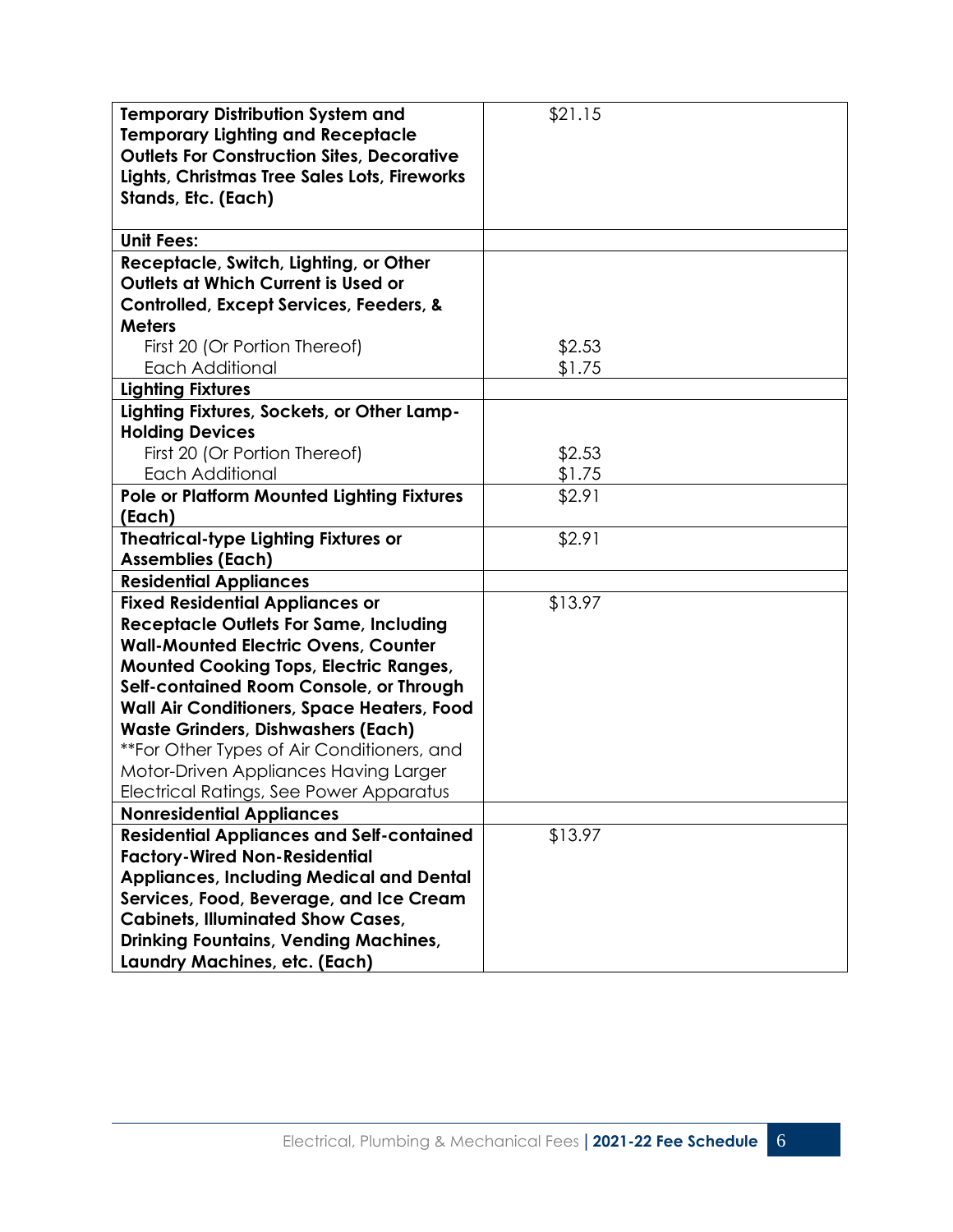| | |
|---|---|
| **Temporary Distribution System and Temporary Lighting and Receptacle Outlets For Construction Sites, Decorative Lights, Christmas Tree Sales Lots, Fireworks Stands, Etc. (Each)** | $21.15 |
| **Unit Fees:** | |
| **Receptacle, Switch, Lighting, or Other Outlets at Which Current is Used or Controlled, Except Services, Feeders, & Meters** | |
| First 20 (Or Portion Thereof) | $2.53 |
| Each Additional | $1.75 |
| **Lighting Fixtures** | |
| **Lighting Fixtures, Sockets, or Other Lamp-Holding Devices** | |
| First 20 (Or Portion Thereof) | $2.53 |
| Each Additional | $1.75 |
| **Pole or Platform Mounted Lighting Fixtures (Each)** | $2.91 |
| **Theatrical-type Lighting Fixtures or Assemblies (Each)** | $2.91 |
| **Residential Appliances** | |
| **Fixed Residential Appliances or Receptacle Outlets For Same, Including Wall-Mounted Electric Ovens, Counter Mounted Cooking Tops, Electric Ranges, Self-contained Room Console, or Through Wall Air Conditioners, Space Heaters, Food Waste Grinders, Dishwashers (Each)** **For Other Types of Air Conditioners, and Motor-Driven Appliances Having Larger Electrical Ratings, See Power Apparatus | $13.97 |
| **Nonresidential Appliances** | |
| **Residential Appliances and Self-contained Factory-Wired Non-Residential Appliances, Including Medical and Dental Services, Food, Beverage, and Ice Cream Cabinets, Illuminated Show Cases, Drinking Fountains, Vending Machines, Laundry Machines, etc. (Each)** | $13.97 |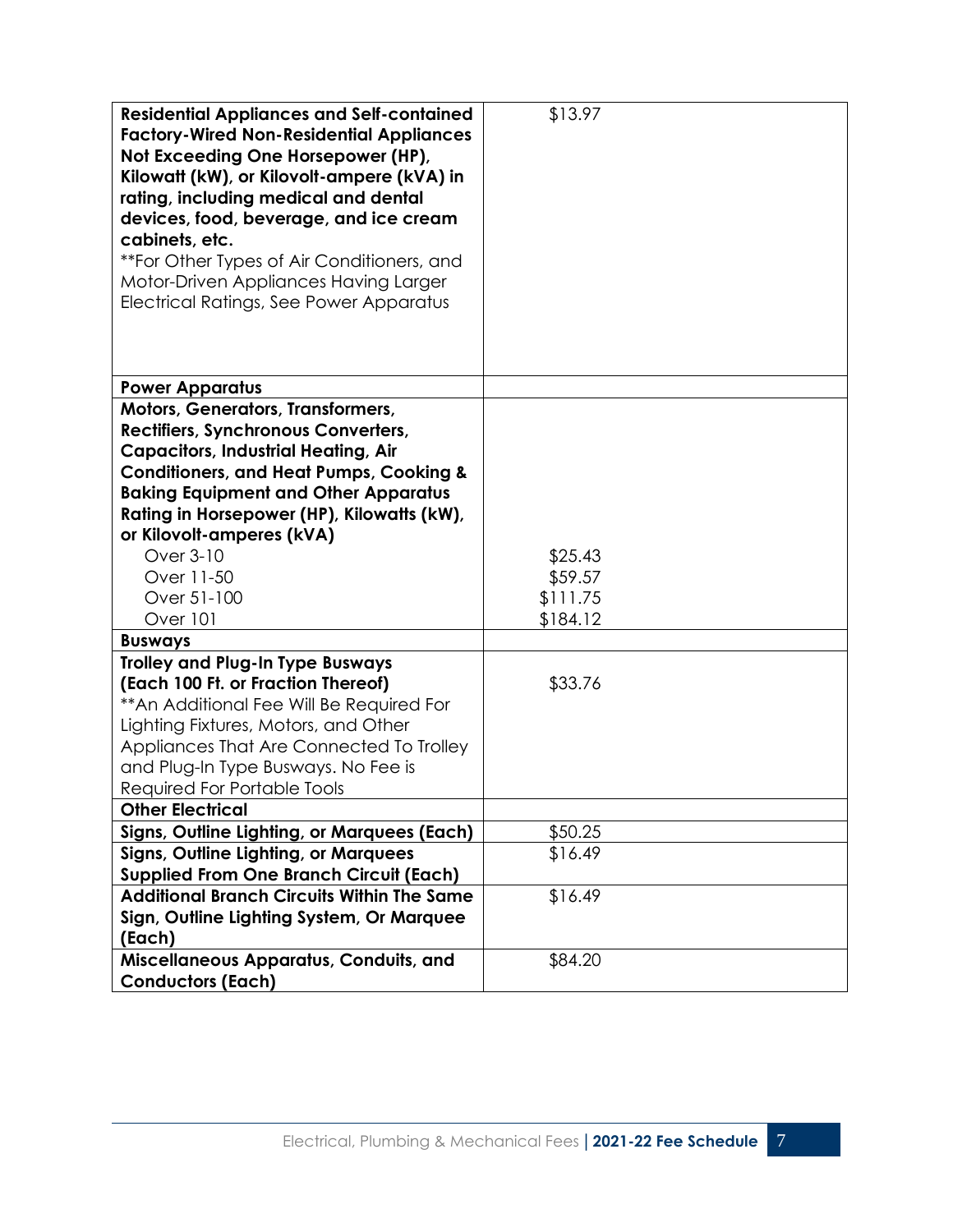| | |
|---|---|
| **Residential Appliances and Self-contained Factory-Wired Non-Residential Appliances Not Exceeding One Horsepower (HP), Kilowatt (kW), or Kilovolt-ampere (kVA) in rating, including medical and dental devices, food, beverage, and ice cream cabinets, etc.**<br>**For Other Types of Air Conditioners, and Motor-Driven Appliances Having Larger Electrical Ratings, See Power Apparatus | $13.97 |
| **Power Apparatus** | |
| **Motors, Generators, Transformers, Rectifiers, Synchronous Converters, Capacitors, Industrial Heating, Air Conditioners, and Heat Pumps, Cooking & Baking Equipment and Other Apparatus Rating in Horsepower (HP), Kilowatts (kW), or Kilovolt-amperes (kVA)** | |
| Over 3-10 | $25.43 |
| Over 11-50 | $59.57 |
| Over 51-100 | $111.75 |
| Over 101 | $184.12 |
| **Busways** | |
| **Trolley and Plug-In Type Busways (Each 100 Ft. or Fraction Thereof)**<br>**An Additional Fee Will Be Required For Lighting Fixtures, Motors, and Other Appliances That Are Connected To Trolley and Plug-In Type Busways. No Fee is Required For Portable Tools | $33.76 |
| **Other Electrical** | |
| **Signs, Outline Lighting, or Marquees (Each)** | $50.25 |
| **Signs, Outline Lighting, or Marquees Supplied From One Branch Circuit (Each)** | $16.49 |
| **Additional Branch Circuits Within The Same Sign, Outline Lighting System, Or Marquee (Each)** | $16.49 |
| **Miscellaneous Apparatus, Conduits, and Conductors (Each)** | $84.20 |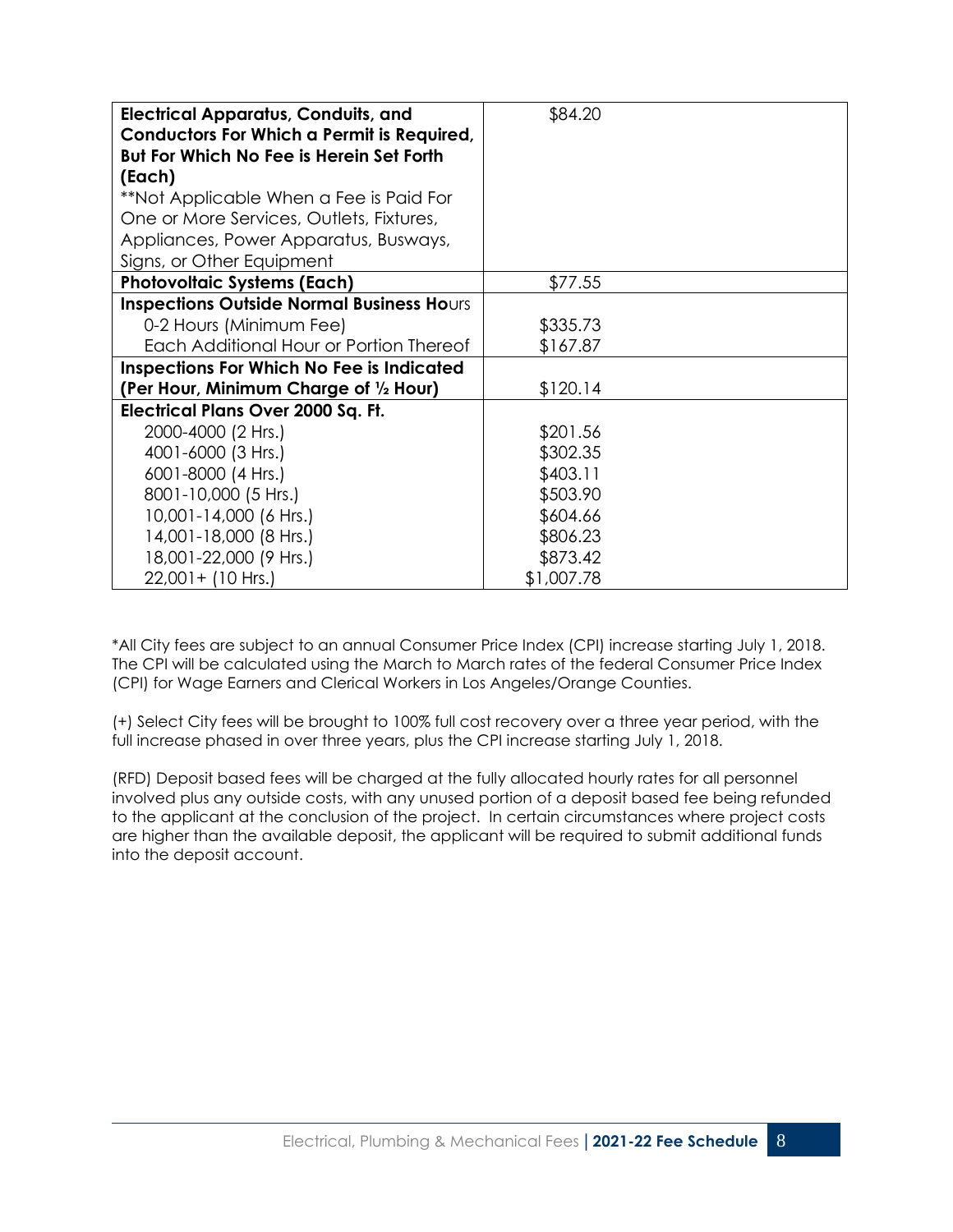| | |
|---|---|
| **Electrical Apparatus, Conduits, and Conductors For Which a Permit is Required, But For Which No Fee is Herein Set Forth (Each)**<br>**Not Applicable When a Fee is Paid For One or More Services, Outlets, Fixtures, Appliances, Power Apparatus, Busways, Signs, or Other Equipment | $84.20 |
| **Photovoltaic Systems (Each)** | $77.55 |
| **Inspections Outside Normal Business Hours** | |
| 0-2 Hours (Minimum Fee) | $335.73 |
| Each Additional Hour or Portion Thereof | $167.87 |
| **Inspections For Which No Fee is Indicated (Per Hour, Minimum Charge of ½ Hour)** | $120.14 |
| **Electrical Plans Over 2000 Sq. Ft.** | |
| 2000-4000 (2 Hrs.) | $201.56 |
| 4001-6000 (3 Hrs.) | $302.35 |
| 6001-8000 (4 Hrs.) | $403.11 |
| 8001-10,000 (5 Hrs.) | $503.90 |
| 10,001-14,000 (6 Hrs.) | $604.66 |
| 14,001-18,000 (8 Hrs.) | $806.23 |
| 18,001-22,000 (9 Hrs.) | $873.42 |
| 22,001+ (10 Hrs.) | $1,007.78 |

*All City fees are subject to an annual Consumer Price Index (CPI) increase starting July 1, 2018. The CPI will be calculated using the March to March rates of the federal Consumer Price Index (CPI) for Wage Earners and Clerical Workers in Los Angeles/Orange Counties.

(+) Select City fees will be brought to 100% full cost recovery over a three year period, with the full increase phased in over three years, plus the CPI increase starting July 1, 2018.

(RFD) Deposit based fees will be charged at the fully allocated hourly rates for all personnel involved plus any outside costs, with any unused portion of a deposit based fee being refunded to the applicant at the conclusion of the project. In certain circumstances where project costs are higher than the available deposit, the applicant will be required to submit additional funds into the deposit account.